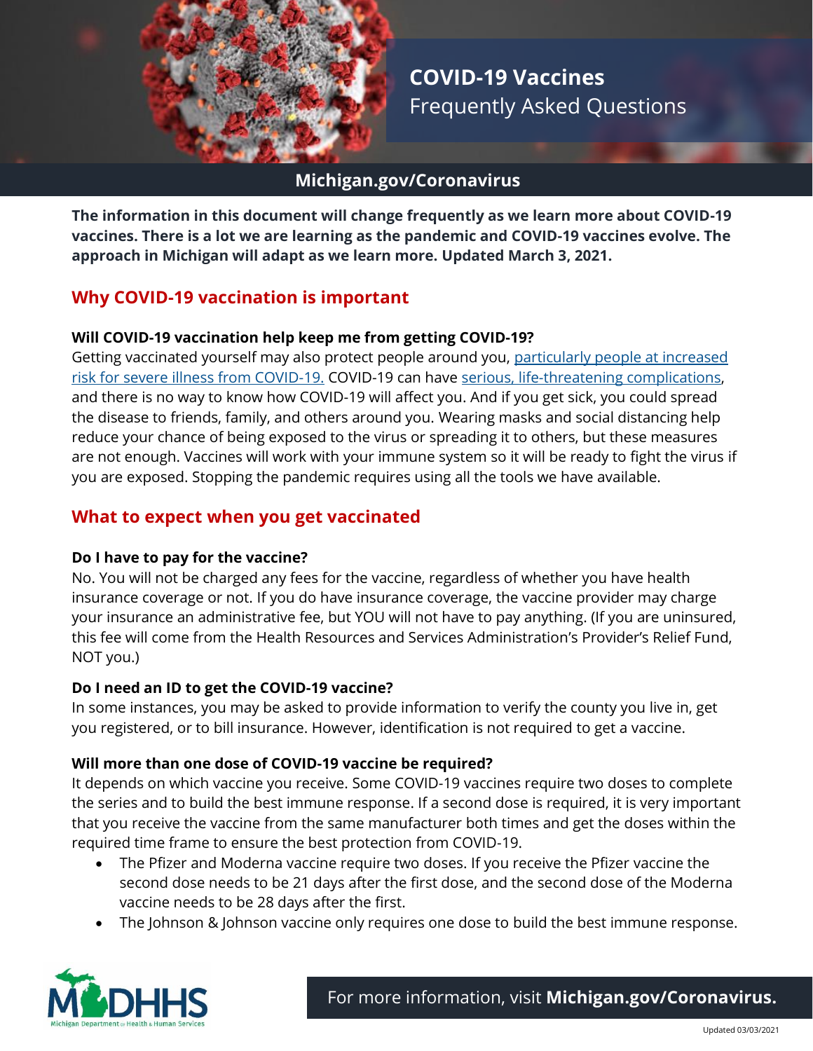# COVID-19 Vaccines
Frequently Asked Questions

**Michigan.gov/Coronavirus**

**The information in this document will change frequently as we learn more about COVID-19 vaccines. There is a lot we are learning as the pandemic and COVID-19 vaccines evolve. The approach in Michigan will adapt as we learn more. Updated March 3, 2021.**

## Why COVID-19 vaccination is important

### Will COVID-19 vaccination help keep me from getting COVID-19?

Getting vaccinated yourself may also protect people around you, particularly people at increased risk for severe illness from COVID-19. COVID-19 can have serious, life-threatening complications, and there is no way to know how COVID-19 will affect you. And if you get sick, you could spread the disease to friends, family, and others around you. Wearing masks and social distancing help reduce your chance of being exposed to the virus or spreading it to others, but these measures are not enough. Vaccines will work with your immune system so it will be ready to fight the virus if you are exposed. Stopping the pandemic requires using all the tools we have available.

## What to expect when you get vaccinated

### Do I have to pay for the vaccine?

No. You will not be charged any fees for the vaccine, regardless of whether you have health insurance coverage or not. If you do have insurance coverage, the vaccine provider may charge your insurance an administrative fee, but YOU will not have to pay anything. (If you are uninsured, this fee will come from the Health Resources and Services Administration's Provider's Relief Fund, NOT you.)

### Do I need an ID to get the COVID-19 vaccine?

In some instances, you may be asked to provide information to verify the county you live in, get you registered, or to bill insurance. However, identification is not required to get a vaccine.

### Will more than one dose of COVID-19 vaccine be required?

It depends on which vaccine you receive. Some COVID-19 vaccines require two doses to complete the series and to build the best immune response. If a second dose is required, it is very important that you receive the vaccine from the same manufacturer both times and get the doses within the required time frame to ensure the best protection from COVID-19.

- The Pfizer and Moderna vaccine require two doses. If you receive the Pfizer vaccine the second dose needs to be 21 days after the first dose, and the second dose of the Moderna vaccine needs to be 28 days after the first.
- The Johnson & Johnson vaccine only requires one dose to build the best immune response.

For more information, visit **Michigan.gov/Coronavirus.**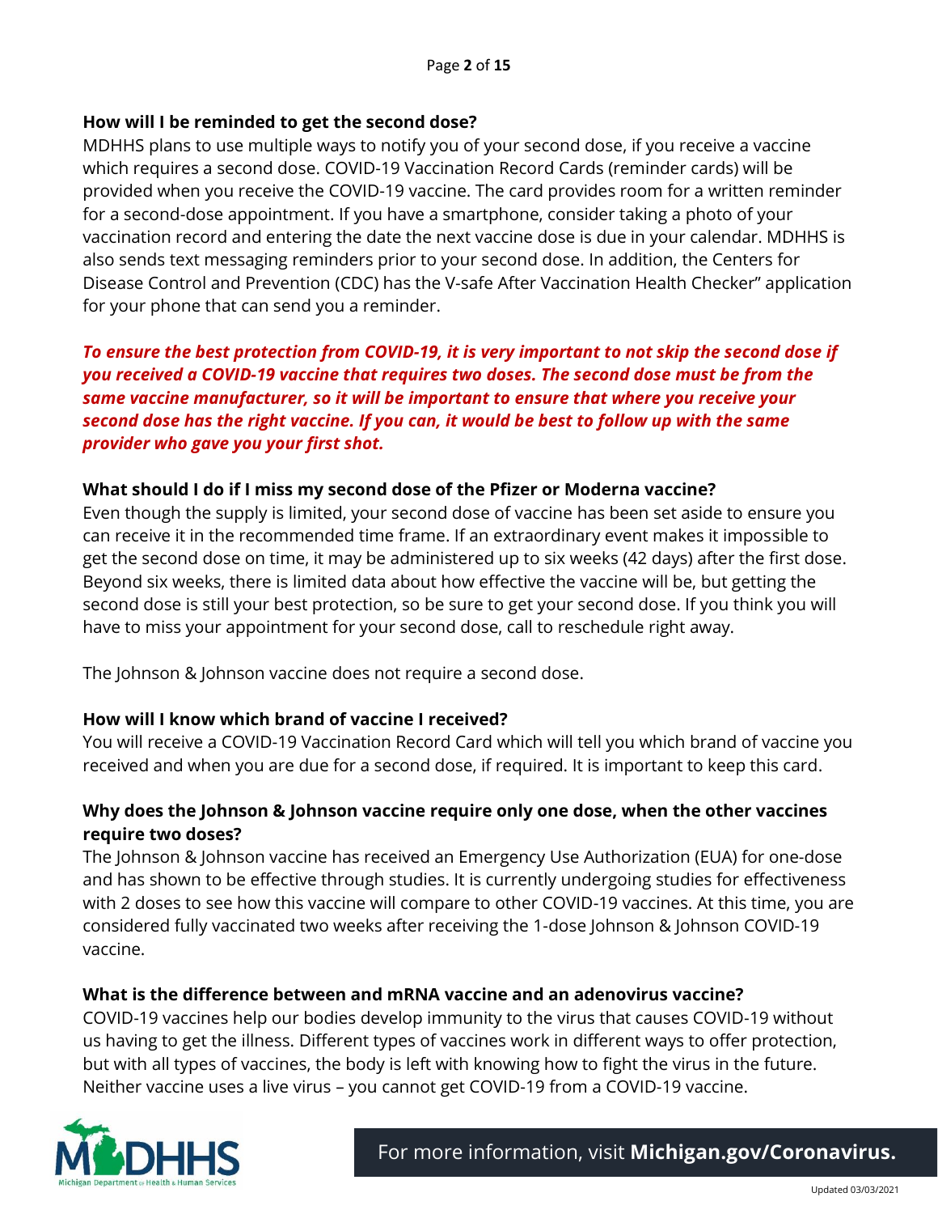**How will I be reminded to get the second dose?**

MDHHS plans to use multiple ways to notify you of your second dose, if you receive a vaccine which requires a second dose. COVID-19 Vaccination Record Cards (reminder cards) will be provided when you receive the COVID-19 vaccine. The card provides room for a written reminder for a second-dose appointment. If you have a smartphone, consider taking a photo of your vaccination record and entering the date the next vaccine dose is due in your calendar. MDHHS is also sends text messaging reminders prior to your second dose. In addition, the Centers for Disease Control and Prevention (CDC) has the V-safe After Vaccination Health Checker" application for your phone that can send you a reminder.

***To ensure the best protection from COVID-19, it is very important to not skip the second dose if you received a COVID-19 vaccine that requires two doses. The second dose must be from the same vaccine manufacturer, so it will be important to ensure that where you receive your second dose has the right vaccine. If you can, it would be best to follow up with the same provider who gave you your first shot.***

**What should I do if I miss my second dose of the Pfizer or Moderna vaccine?**

Even though the supply is limited, your second dose of vaccine has been set aside to ensure you can receive it in the recommended time frame. If an extraordinary event makes it impossible to get the second dose on time, it may be administered up to six weeks (42 days) after the first dose. Beyond six weeks, there is limited data about how effective the vaccine will be, but getting the second dose is still your best protection, so be sure to get your second dose. If you think you will have to miss your appointment for your second dose, call to reschedule right away.

The Johnson & Johnson vaccine does not require a second dose.

**How will I know which brand of vaccine I received?**

You will receive a COVID-19 Vaccination Record Card which will tell you which brand of vaccine you received and when you are due for a second dose, if required. It is important to keep this card.

**Why does the Johnson & Johnson vaccine require only one dose, when the other vaccines require two doses?**

The Johnson & Johnson vaccine has received an Emergency Use Authorization (EUA) for one-dose and has shown to be effective through studies. It is currently undergoing studies for effectiveness with 2 doses to see how this vaccine will compare to other COVID-19 vaccines. At this time, you are considered fully vaccinated two weeks after receiving the 1-dose Johnson & Johnson COVID-19 vaccine.

**What is the difference between and mRNA vaccine and an adenovirus vaccine?**

COVID-19 vaccines help our bodies develop immunity to the virus that causes COVID-19 without us having to get the illness. Different types of vaccines work in different ways to offer protection, but with all types of vaccines, the body is left with knowing how to fight the virus in the future. Neither vaccine uses a live virus – you cannot get COVID-19 from a COVID-19 vaccine.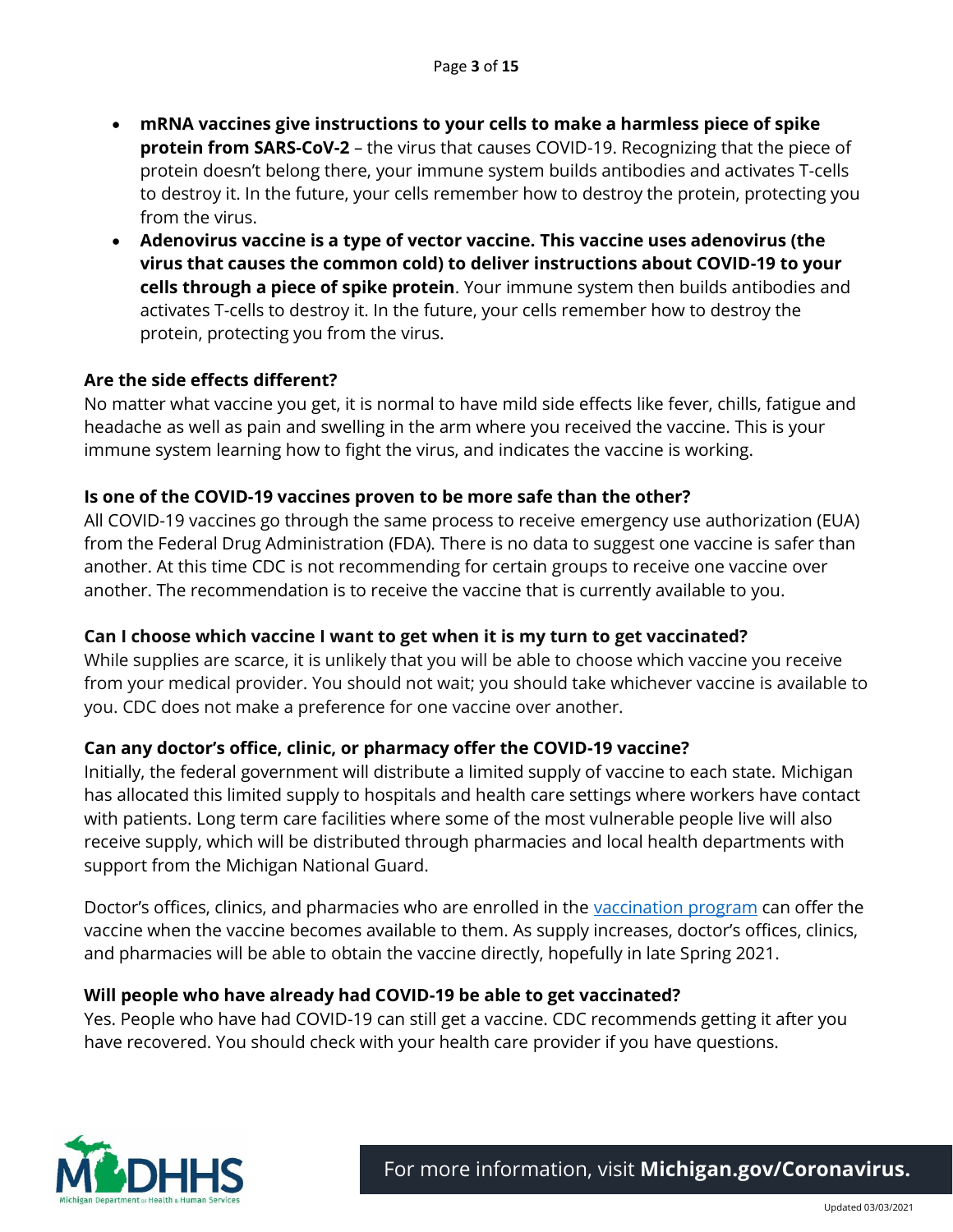- **mRNA vaccines give instructions to your cells to make a harmless piece of spike protein from SARS-CoV-2** – the virus that causes COVID-19. Recognizing that the piece of protein doesn't belong there, your immune system builds antibodies and activates T-cells to destroy it. In the future, your cells remember how to destroy the protein, protecting you from the virus.
- **Adenovirus vaccine is a type of vector vaccine. This vaccine uses adenovirus (the virus that causes the common cold) to deliver instructions about COVID-19 to your cells through a piece of spike protein**. Your immune system then builds antibodies and activates T-cells to destroy it. In the future, your cells remember how to destroy the protein, protecting you from the virus.

**Are the side effects different?**

No matter what vaccine you get, it is normal to have mild side effects like fever, chills, fatigue and headache as well as pain and swelling in the arm where you received the vaccine. This is your immune system learning how to fight the virus, and indicates the vaccine is working.

**Is one of the COVID-19 vaccines proven to be more safe than the other?**

All COVID-19 vaccines go through the same process to receive emergency use authorization (EUA) from the Federal Drug Administration (FDA). There is no data to suggest one vaccine is safer than another. At this time CDC is not recommending for certain groups to receive one vaccine over another. The recommendation is to receive the vaccine that is currently available to you.

**Can I choose which vaccine I want to get when it is my turn to get vaccinated?**

While supplies are scarce, it is unlikely that you will be able to choose which vaccine you receive from your medical provider. You should not wait; you should take whichever vaccine is available to you. CDC does not make a preference for one vaccine over another.

**Can any doctor's office, clinic, or pharmacy offer the COVID-19 vaccine?**

Initially, the federal government will distribute a limited supply of vaccine to each state. Michigan has allocated this limited supply to hospitals and health care settings where workers have contact with patients. Long term care facilities where some of the most vulnerable people live will also receive supply, which will be distributed through pharmacies and local health departments with support from the Michigan National Guard.

Doctor's offices, clinics, and pharmacies who are enrolled in the vaccination program can offer the vaccine when the vaccine becomes available to them. As supply increases, doctor's offices, clinics, and pharmacies will be able to obtain the vaccine directly, hopefully in late Spring 2021.

**Will people who have already had COVID-19 be able to get vaccinated?**

Yes. People who have had COVID-19 can still get a vaccine. CDC recommends getting it after you have recovered. You should check with your health care provider if you have questions.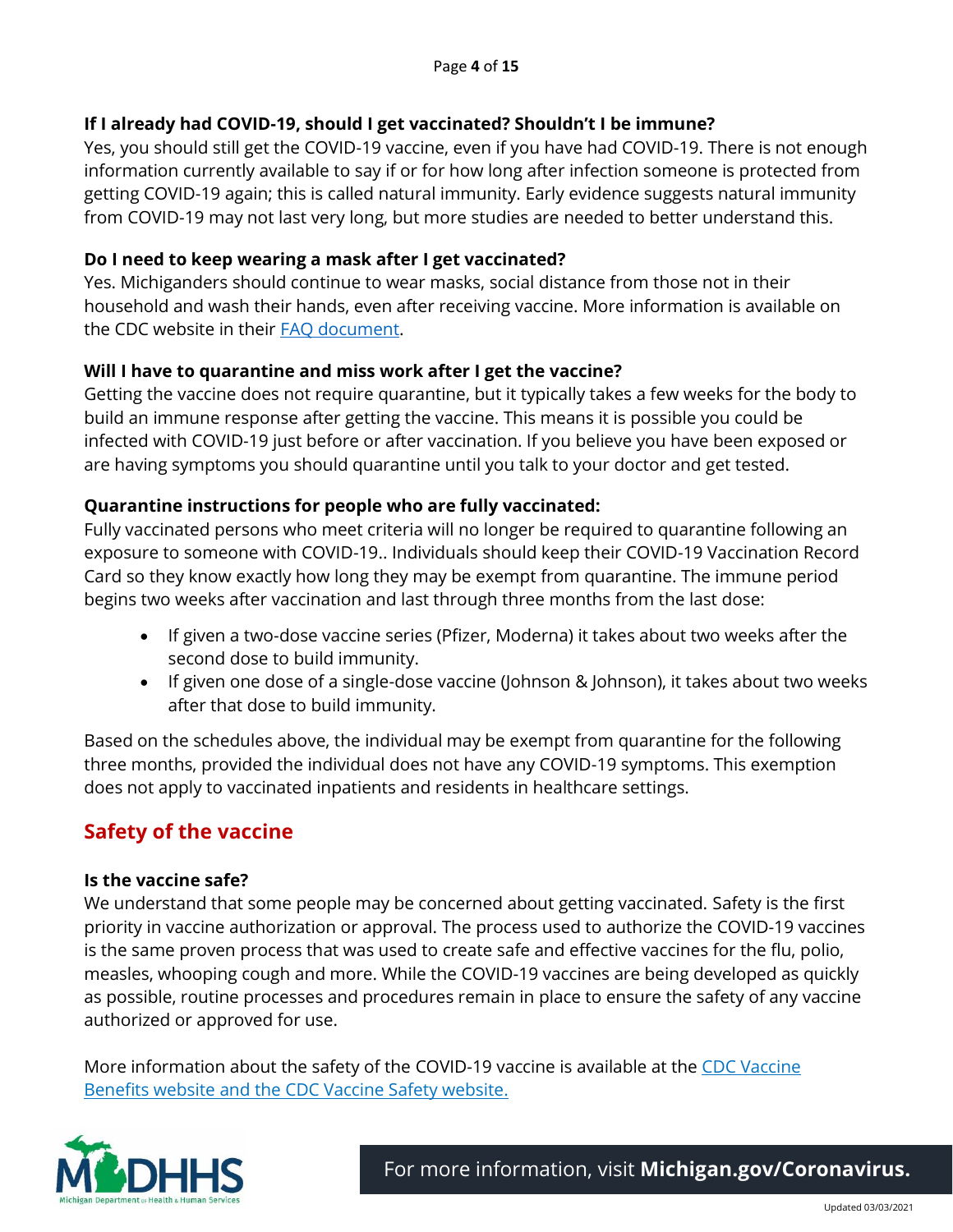**If I already had COVID-19, should I get vaccinated? Shouldn't I be immune?**

Yes, you should still get the COVID-19 vaccine, even if you have had COVID-19. There is not enough information currently available to say if or for how long after infection someone is protected from getting COVID-19 again; this is called natural immunity. Early evidence suggests natural immunity from COVID-19 may not last very long, but more studies are needed to better understand this.

**Do I need to keep wearing a mask after I get vaccinated?**

Yes. Michiganders should continue to wear masks, social distance from those not in their household and wash their hands, even after receiving vaccine. More information is available on the CDC website in their FAQ document.

**Will I have to quarantine and miss work after I get the vaccine?**

Getting the vaccine does not require quarantine, but it typically takes a few weeks for the body to build an immune response after getting the vaccine. This means it is possible you could be infected with COVID-19 just before or after vaccination. If you believe you have been exposed or are having symptoms you should quarantine until you talk to your doctor and get tested.

**Quarantine instructions for people who are fully vaccinated:**

Fully vaccinated persons who meet criteria will no longer be required to quarantine following an exposure to someone with COVID-19.. Individuals should keep their COVID-19 Vaccination Record Card so they know exactly how long they may be exempt from quarantine. The immune period begins two weeks after vaccination and last through three months from the last dose:

- If given a two-dose vaccine series (Pfizer, Moderna) it takes about two weeks after the second dose to build immunity.
- If given one dose of a single-dose vaccine (Johnson & Johnson), it takes about two weeks after that dose to build immunity.

Based on the schedules above, the individual may be exempt from quarantine for the following three months, provided the individual does not have any COVID-19 symptoms. This exemption does not apply to vaccinated inpatients and residents in healthcare settings.

## Safety of the vaccine

**Is the vaccine safe?**

We understand that some people may be concerned about getting vaccinated. Safety is the first priority in vaccine authorization or approval. The process used to authorize the COVID-19 vaccines is the same proven process that was used to create safe and effective vaccines for the flu, polio, measles, whooping cough and more. While the COVID-19 vaccines are being developed as quickly as possible, routine processes and procedures remain in place to ensure the safety of any vaccine authorized or approved for use.

More information about the safety of the COVID-19 vaccine is available at the CDC Vaccine Benefits website and the CDC Vaccine Safety website.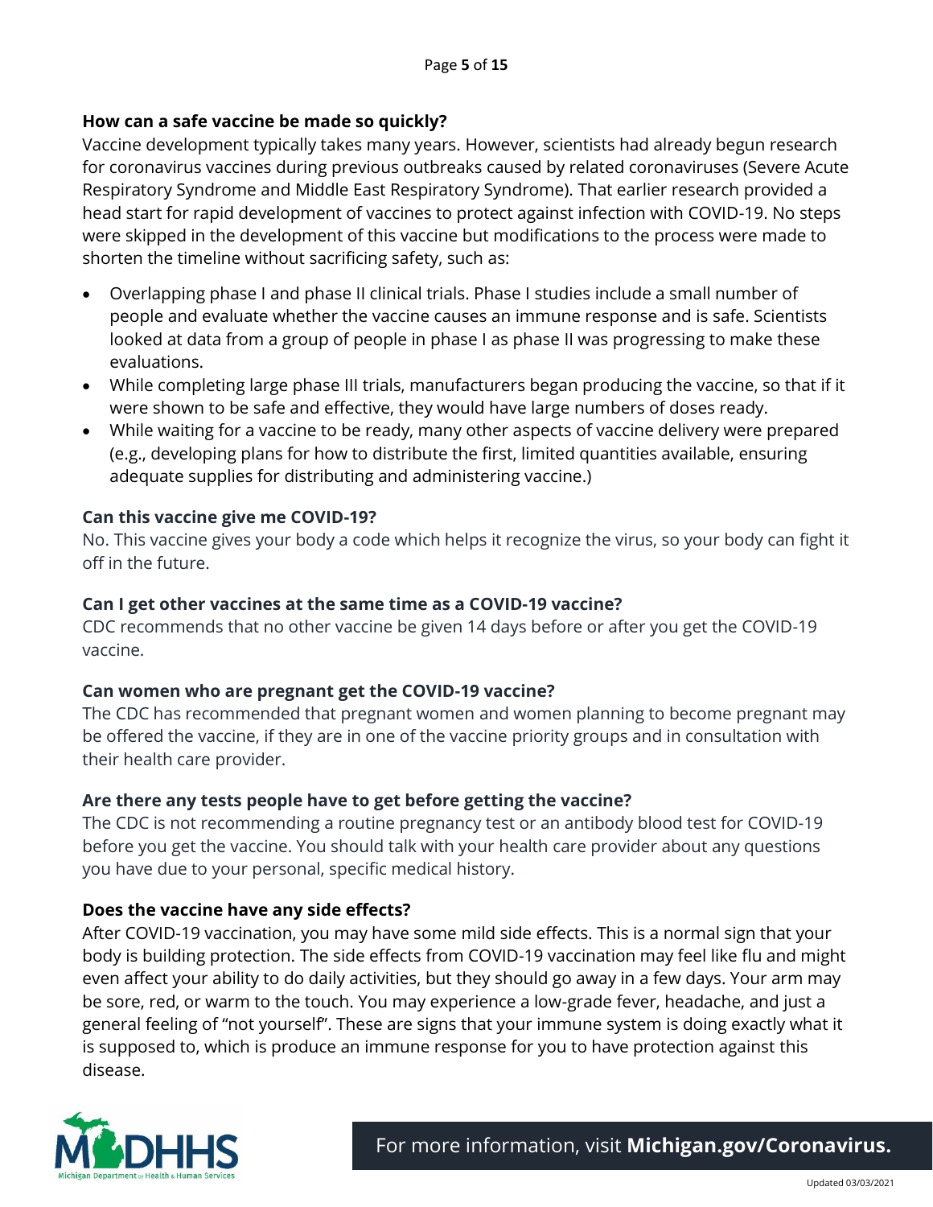**How can a safe vaccine be made so quickly?**

Vaccine development typically takes many years. However, scientists had already begun research for coronavirus vaccines during previous outbreaks caused by related coronaviruses (Severe Acute Respiratory Syndrome and Middle East Respiratory Syndrome). That earlier research provided a head start for rapid development of vaccines to protect against infection with COVID-19. No steps were skipped in the development of this vaccine but modifications to the process were made to shorten the timeline without sacrificing safety, such as:

- Overlapping phase I and phase II clinical trials. Phase I studies include a small number of people and evaluate whether the vaccine causes an immune response and is safe. Scientists looked at data from a group of people in phase I as phase II was progressing to make these evaluations.
- While completing large phase III trials, manufacturers began producing the vaccine, so that if it were shown to be safe and effective, they would have large numbers of doses ready.
- While waiting for a vaccine to be ready, many other aspects of vaccine delivery were prepared (e.g., developing plans for how to distribute the first, limited quantities available, ensuring adequate supplies for distributing and administering vaccine.)

**Can this vaccine give me COVID-19?**

No. This vaccine gives your body a code which helps it recognize the virus, so your body can fight it off in the future.

**Can I get other vaccines at the same time as a COVID-19 vaccine?**

CDC recommends that no other vaccine be given 14 days before or after you get the COVID-19 vaccine.

**Can women who are pregnant get the COVID-19 vaccine?**

The CDC has recommended that pregnant women and women planning to become pregnant may be offered the vaccine, if they are in one of the vaccine priority groups and in consultation with their health care provider.

**Are there any tests people have to get before getting the vaccine?**

The CDC is not recommending a routine pregnancy test or an antibody blood test for COVID-19 before you get the vaccine. You should talk with your health care provider about any questions you have due to your personal, specific medical history.

**Does the vaccine have any side effects?**

After COVID-19 vaccination, you may have some mild side effects. This is a normal sign that your body is building protection. The side effects from COVID-19 vaccination may feel like flu and might even affect your ability to do daily activities, but they should go away in a few days. Your arm may be sore, red, or warm to the touch. You may experience a low-grade fever, headache, and just a general feeling of "not yourself". These are signs that your immune system is doing exactly what it is supposed to, which is produce an immune response for you to have protection against this disease.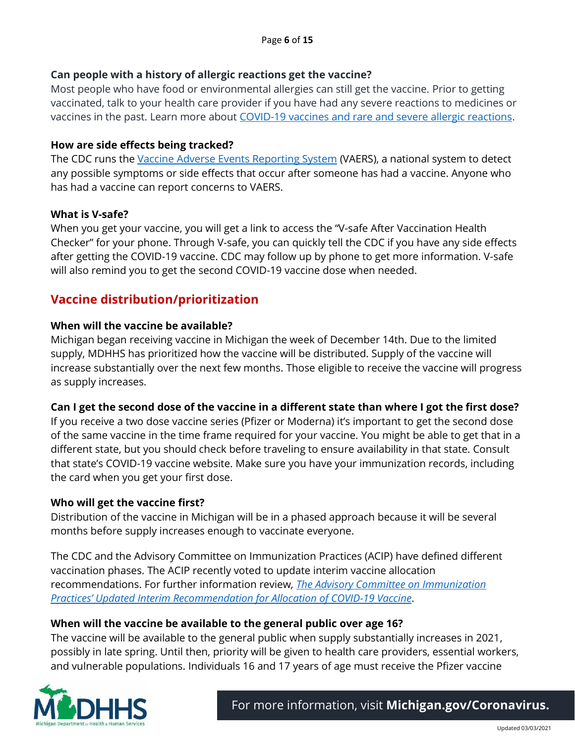### Can people with a history of allergic reactions get the vaccine?

Most people who have food or environmental allergies can still get the vaccine. Prior to getting vaccinated, talk to your health care provider if you have had any severe reactions to medicines or vaccines in the past. Learn more about [COVID-19 vaccines and rare and severe allergic reactions](#).

### How are side effects being tracked?

The CDC runs the [Vaccine Adverse Events Reporting System](#) (VAERS), a national system to detect any possible symptoms or side effects that occur after someone has had a vaccine. Anyone who has had a vaccine can report concerns to VAERS.

### What is V-safe?

When you get your vaccine, you will get a link to access the "V-safe After Vaccination Health Checker" for your phone. Through V-safe, you can quickly tell the CDC if you have any side effects after getting the COVID-19 vaccine. CDC may follow up by phone to get more information. V-safe will also remind you to get the second COVID-19 vaccine dose when needed.

## Vaccine distribution/prioritization

### When will the vaccine be available?

Michigan began receiving vaccine in Michigan the week of December 14th. Due to the limited supply, MDHHS has prioritized how the vaccine will be distributed. Supply of the vaccine will increase substantially over the next few months. Those eligible to receive the vaccine will progress as supply increases.

### Can I get the second dose of the vaccine in a different state than where I got the first dose?

If you receive a two dose vaccine series (Pfizer or Moderna) it's important to get the second dose of the same vaccine in the time frame required for your vaccine. You might be able to get that in a different state, but you should check before traveling to ensure availability in that state. Consult that state's COVID-19 vaccine website. Make sure you have your immunization records, including the card when you get your first dose.

### Who will get the vaccine first?

Distribution of the vaccine in Michigan will be in a phased approach because it will be several months before supply increases enough to vaccinate everyone.

The CDC and the Advisory Committee on Immunization Practices (ACIP) have defined different vaccination phases. The ACIP recently voted to update interim vaccine allocation recommendations. For further information review, [*The Advisory Committee on Immunization Practices' Updated Interim Recommendation for Allocation of COVID-19 Vaccine*](#).

### When will the vaccine be available to the general public over age 16?

The vaccine will be available to the general public when supply substantially increases in 2021, possibly in late spring. Until then, priority will be given to health care providers, essential workers, and vulnerable populations. Individuals 16 and 17 years of age must receive the Pfizer vaccine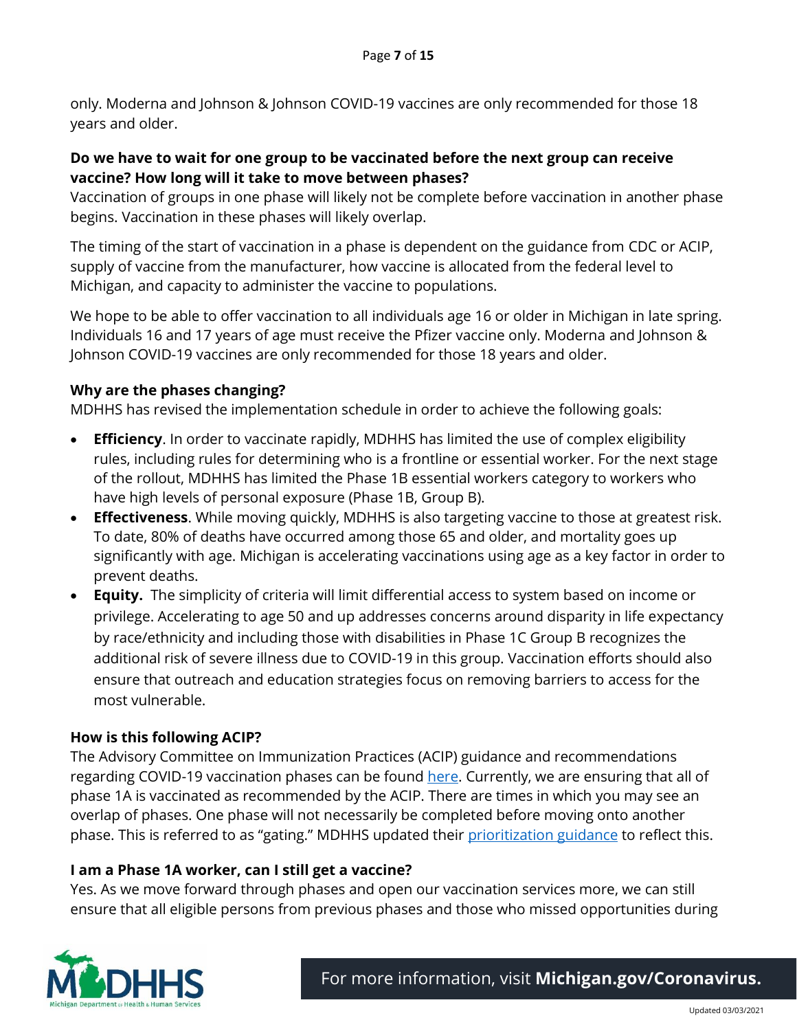only. Moderna and Johnson & Johnson COVID-19 vaccines are only recommended for those 18 years and older.

**Do we have to wait for one group to be vaccinated before the next group can receive vaccine? How long will it take to move between phases?**

Vaccination of groups in one phase will likely not be complete before vaccination in another phase begins. Vaccination in these phases will likely overlap.

The timing of the start of vaccination in a phase is dependent on the guidance from CDC or ACIP, supply of vaccine from the manufacturer, how vaccine is allocated from the federal level to Michigan, and capacity to administer the vaccine to populations.

We hope to be able to offer vaccination to all individuals age 16 or older in Michigan in late spring. Individuals 16 and 17 years of age must receive the Pfizer vaccine only. Moderna and Johnson & Johnson COVID-19 vaccines are only recommended for those 18 years and older.

**Why are the phases changing?**

MDHHS has revised the implementation schedule in order to achieve the following goals:

- **Efficiency**. In order to vaccinate rapidly, MDHHS has limited the use of complex eligibility rules, including rules for determining who is a frontline or essential worker. For the next stage of the rollout, MDHHS has limited the Phase 1B essential workers category to workers who have high levels of personal exposure (Phase 1B, Group B).
- **Effectiveness**. While moving quickly, MDHHS is also targeting vaccine to those at greatest risk. To date, 80% of deaths have occurred among those 65 and older, and mortality goes up significantly with age. Michigan is accelerating vaccinations using age as a key factor in order to prevent deaths.
- **Equity.** The simplicity of criteria will limit differential access to system based on income or privilege. Accelerating to age 50 and up addresses concerns around disparity in life expectancy by race/ethnicity and including those with disabilities in Phase 1C Group B recognizes the additional risk of severe illness due to COVID-19 in this group. Vaccination efforts should also ensure that outreach and education strategies focus on removing barriers to access for the most vulnerable.

**How is this following ACIP?**

The Advisory Committee on Immunization Practices (ACIP) guidance and recommendations regarding COVID-19 vaccination phases can be found here. Currently, we are ensuring that all of phase 1A is vaccinated as recommended by the ACIP. There are times in which you may see an overlap of phases. One phase will not necessarily be completed before moving onto another phase. This is referred to as "gating." MDHHS updated their prioritization guidance to reflect this.

**I am a Phase 1A worker, can I still get a vaccine?**

Yes. As we move forward through phases and open our vaccination services more, we can still ensure that all eligible persons from previous phases and those who missed opportunities during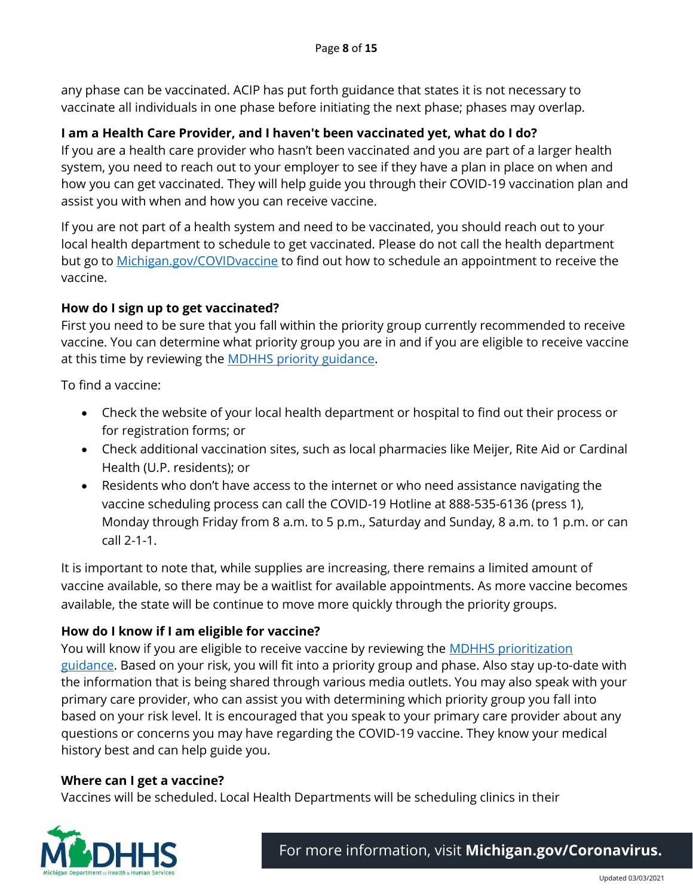any phase can be vaccinated. ACIP has put forth guidance that states it is not necessary to vaccinate all individuals in one phase before initiating the next phase; phases may overlap.

### I am a Health Care Provider, and I haven't been vaccinated yet, what do I do?

If you are a health care provider who hasn't been vaccinated and you are part of a larger health system, you need to reach out to your employer to see if they have a plan in place on when and how you can get vaccinated. They will help guide you through their COVID-19 vaccination plan and assist you with when and how you can receive vaccine.

If you are not part of a health system and need to be vaccinated, you should reach out to your local health department to schedule to get vaccinated. Please do not call the health department but go to Michigan.gov/COVIDvaccine to find out how to schedule an appointment to receive the vaccine.

### How do I sign up to get vaccinated?

First you need to be sure that you fall within the priority group currently recommended to receive vaccine. You can determine what priority group you are in and if you are eligible to receive vaccine at this time by reviewing the MDHHS priority guidance.

To find a vaccine:

- Check the website of your local health department or hospital to find out their process or for registration forms; or
- Check additional vaccination sites, such as local pharmacies like Meijer, Rite Aid or Cardinal Health (U.P. residents); or
- Residents who don't have access to the internet or who need assistance navigating the vaccine scheduling process can call the COVID-19 Hotline at 888-535-6136 (press 1), Monday through Friday from 8 a.m. to 5 p.m., Saturday and Sunday, 8 a.m. to 1 p.m. or can call 2-1-1.

It is important to note that, while supplies are increasing, there remains a limited amount of vaccine available, so there may be a waitlist for available appointments. As more vaccine becomes available, the state will be continue to move more quickly through the priority groups.

### How do I know if I am eligible for vaccine?

You will know if you are eligible to receive vaccine by reviewing the MDHHS prioritization guidance. Based on your risk, you will fit into a priority group and phase. Also stay up-to-date with the information that is being shared through various media outlets. You may also speak with your primary care provider, who can assist you with determining which priority group you fall into based on your risk level. It is encouraged that you speak to your primary care provider about any questions or concerns you may have regarding the COVID-19 vaccine. They know your medical history best and can help guide you.

### Where can I get a vaccine?

Vaccines will be scheduled. Local Health Departments will be scheduling clinics in their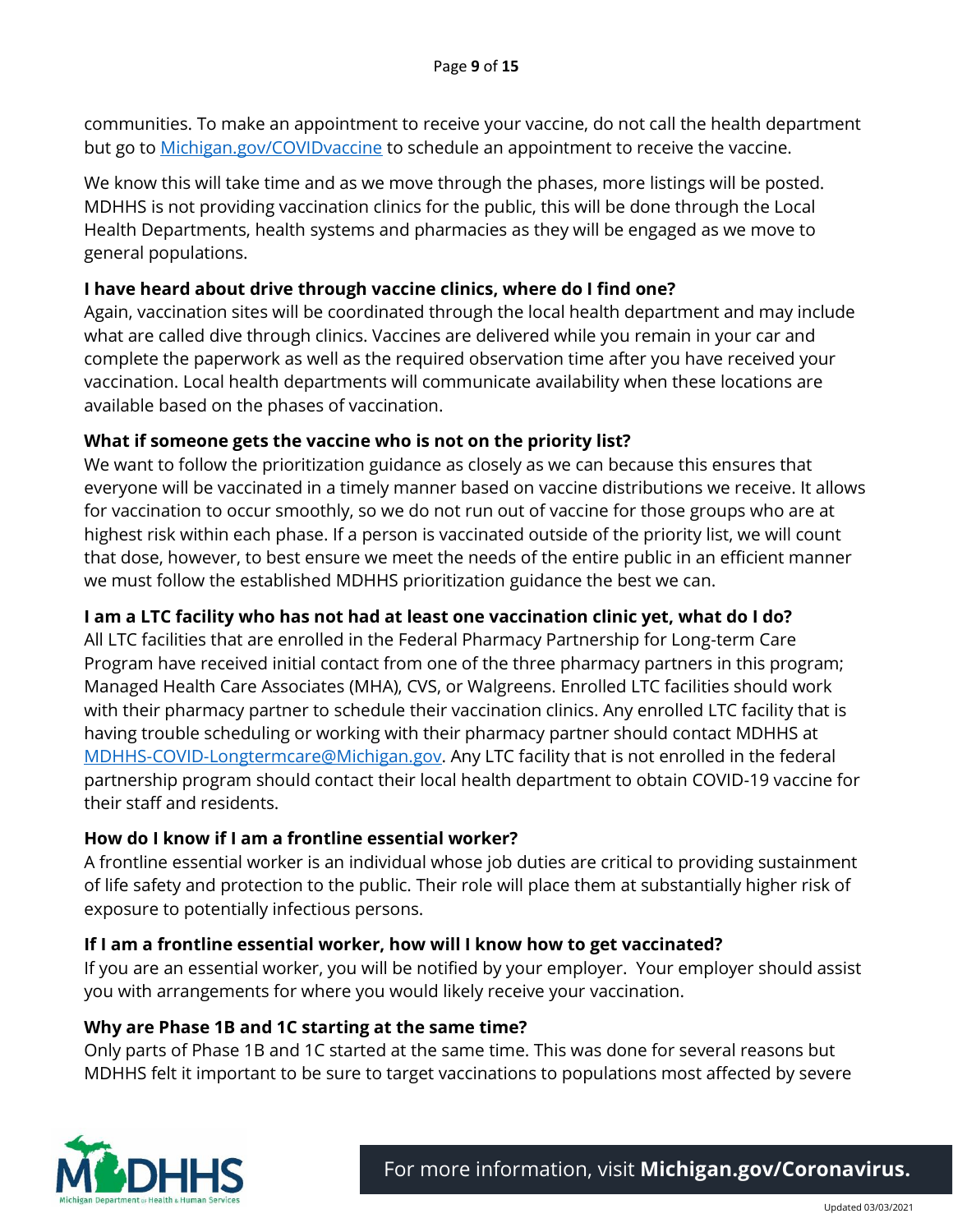communities. To make an appointment to receive your vaccine, do not call the health department but go to [Michigan.gov/COVIDvaccine](Michigan.gov/COVIDvaccine) to schedule an appointment to receive the vaccine.

We know this will take time and as we move through the phases, more listings will be posted. MDHHS is not providing vaccination clinics for the public, this will be done through the Local Health Departments, health systems and pharmacies as they will be engaged as we move to general populations.

**I have heard about drive through vaccine clinics, where do I find one?**

Again, vaccination sites will be coordinated through the local health department and may include what are called dive through clinics. Vaccines are delivered while you remain in your car and complete the paperwork as well as the required observation time after you have received your vaccination. Local health departments will communicate availability when these locations are available based on the phases of vaccination.

**What if someone gets the vaccine who is not on the priority list?**

We want to follow the prioritization guidance as closely as we can because this ensures that everyone will be vaccinated in a timely manner based on vaccine distributions we receive. It allows for vaccination to occur smoothly, so we do not run out of vaccine for those groups who are at highest risk within each phase. If a person is vaccinated outside of the priority list, we will count that dose, however, to best ensure we meet the needs of the entire public in an efficient manner we must follow the established MDHHS prioritization guidance the best we can.

**I am a LTC facility who has not had at least one vaccination clinic yet, what do I do?**

All LTC facilities that are enrolled in the Federal Pharmacy Partnership for Long-term Care Program have received initial contact from one of the three pharmacy partners in this program; Managed Health Care Associates (MHA), CVS, or Walgreens. Enrolled LTC facilities should work with their pharmacy partner to schedule their vaccination clinics. Any enrolled LTC facility that is having trouble scheduling or working with their pharmacy partner should contact MDHHS at [MDHHS-COVID-Longtermcare@Michigan.gov](mailto:MDHHS-COVID-Longtermcare@Michigan.gov). Any LTC facility that is not enrolled in the federal partnership program should contact their local health department to obtain COVID-19 vaccine for their staff and residents.

**How do I know if I am a frontline essential worker?**

A frontline essential worker is an individual whose job duties are critical to providing sustainment of life safety and protection to the public. Their role will place them at substantially higher risk of exposure to potentially infectious persons.

**If I am a frontline essential worker, how will I know how to get vaccinated?**

If you are an essential worker, you will be notified by your employer. Your employer should assist you with arrangements for where you would likely receive your vaccination.

**Why are Phase 1B and 1C starting at the same time?**

Only parts of Phase 1B and 1C started at the same time. This was done for several reasons but MDHHS felt it important to be sure to target vaccinations to populations most affected by severe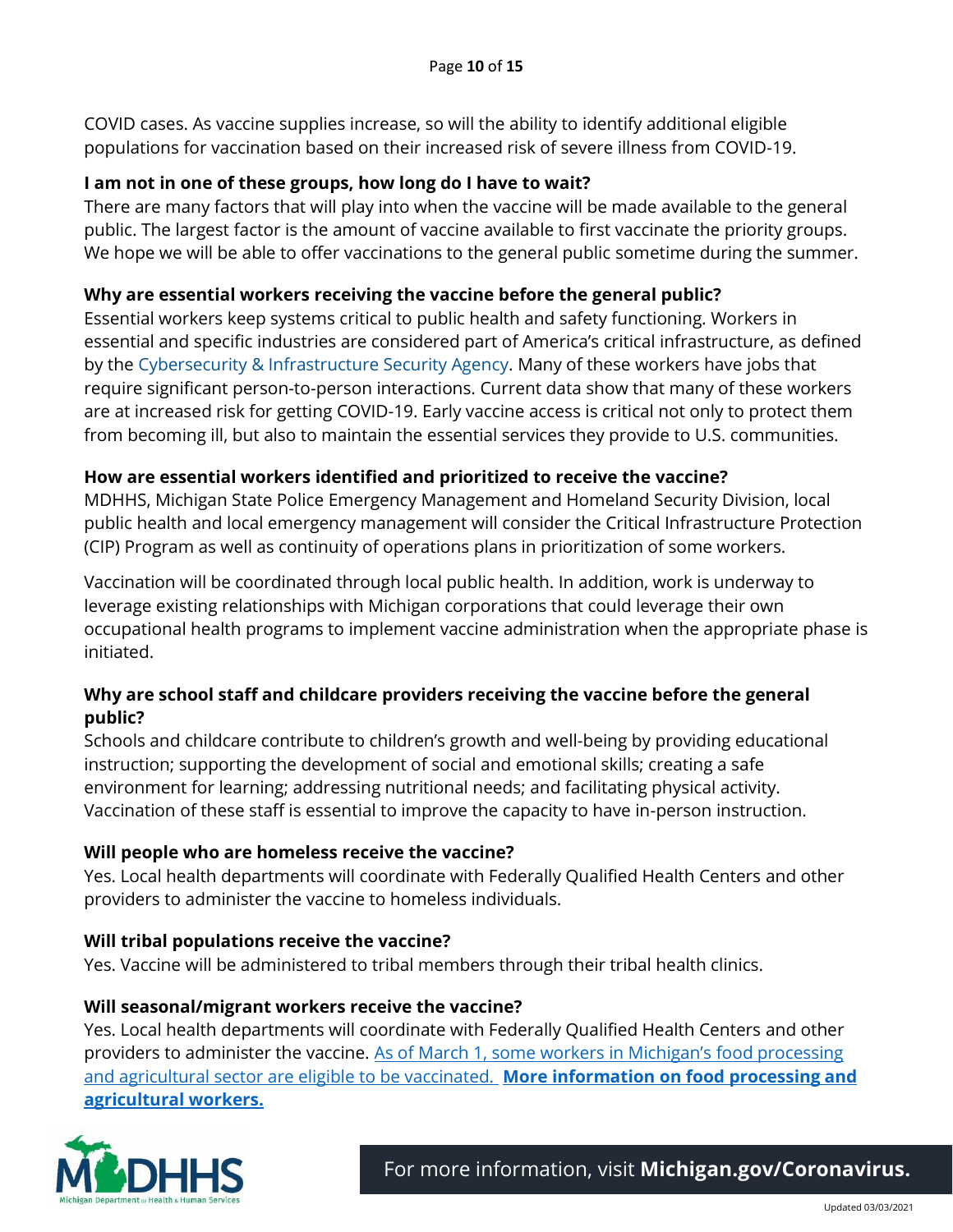COVID cases. As vaccine supplies increase, so will the ability to identify additional eligible populations for vaccination based on their increased risk of severe illness from COVID-19.

**I am not in one of these groups, how long do I have to wait?**

There are many factors that will play into when the vaccine will be made available to the general public. The largest factor is the amount of vaccine available to first vaccinate the priority groups. We hope we will be able to offer vaccinations to the general public sometime during the summer.

**Why are essential workers receiving the vaccine before the general public?**

Essential workers keep systems critical to public health and safety functioning. Workers in essential and specific industries are considered part of America's critical infrastructure, as defined by the Cybersecurity & Infrastructure Security Agency. Many of these workers have jobs that require significant person-to-person interactions. Current data show that many of these workers are at increased risk for getting COVID-19. Early vaccine access is critical not only to protect them from becoming ill, but also to maintain the essential services they provide to U.S. communities.

**How are essential workers identified and prioritized to receive the vaccine?**

MDHHS, Michigan State Police Emergency Management and Homeland Security Division, local public health and local emergency management will consider the Critical Infrastructure Protection (CIP) Program as well as continuity of operations plans in prioritization of some workers.

Vaccination will be coordinated through local public health. In addition, work is underway to leverage existing relationships with Michigan corporations that could leverage their own occupational health programs to implement vaccine administration when the appropriate phase is initiated.

**Why are school staff and childcare providers receiving the vaccine before the general public?**

Schools and childcare contribute to children's growth and well-being by providing educational instruction; supporting the development of social and emotional skills; creating a safe environment for learning; addressing nutritional needs; and facilitating physical activity. Vaccination of these staff is essential to improve the capacity to have in-person instruction.

**Will people who are homeless receive the vaccine?**

Yes. Local health departments will coordinate with Federally Qualified Health Centers and other providers to administer the vaccine to homeless individuals.

**Will tribal populations receive the vaccine?**

Yes. Vaccine will be administered to tribal members through their tribal health clinics.

**Will seasonal/migrant workers receive the vaccine?**

Yes. Local health departments will coordinate with Federally Qualified Health Centers and other providers to administer the vaccine. As of March 1, some workers in Michigan's food processing and agricultural sector are eligible to be vaccinated. **More information on food processing and agricultural workers.**

For more information, visit **Michigan.gov/Coronavirus.**

Updated 03/03/2021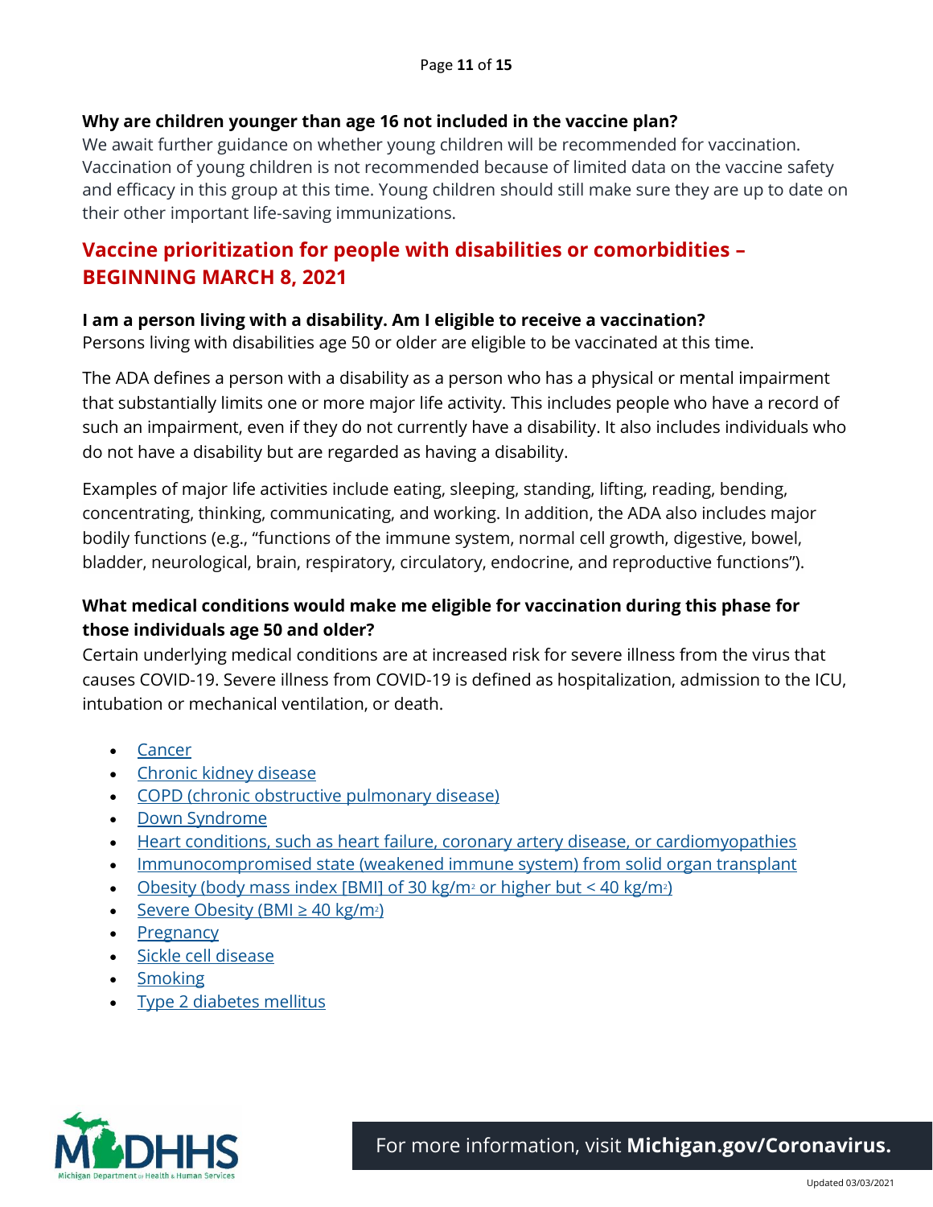**Why are children younger than age 16 not included in the vaccine plan?**

We await further guidance on whether young children will be recommended for vaccination. Vaccination of young children is not recommended because of limited data on the vaccine safety and efficacy in this group at this time. Young children should still make sure they are up to date on their other important life-saving immunizations.

## Vaccine prioritization for people with disabilities or comorbidities – BEGINNING MARCH 8, 2021

**I am a person living with a disability. Am I eligible to receive a vaccination?**

Persons living with disabilities age 50 or older are eligible to be vaccinated at this time.

The ADA defines a person with a disability as a person who has a physical or mental impairment that substantially limits one or more major life activity. This includes people who have a record of such an impairment, even if they do not currently have a disability. It also includes individuals who do not have a disability but are regarded as having a disability.

Examples of major life activities include eating, sleeping, standing, lifting, reading, bending, concentrating, thinking, communicating, and working. In addition, the ADA also includes major bodily functions (e.g., "functions of the immune system, normal cell growth, digestive, bowel, bladder, neurological, brain, respiratory, circulatory, endocrine, and reproductive functions").

**What medical conditions would make me eligible for vaccination during this phase for those individuals age 50 and older?**

Certain underlying medical conditions are at increased risk for severe illness from the virus that causes COVID-19. Severe illness from COVID-19 is defined as hospitalization, admission to the ICU, intubation or mechanical ventilation, or death.

- Cancer
- Chronic kidney disease
- COPD (chronic obstructive pulmonary disease)
- Down Syndrome
- Heart conditions, such as heart failure, coronary artery disease, or cardiomyopathies
- Immunocompromised state (weakened immune system) from solid organ transplant
- Obesity (body mass index [BMI] of 30 $kg/m^2$ or higher but < 40 $kg/m^2$)
- Severe Obesity (BMI ≥ 40 $kg/m^2$)
- Pregnancy
- Sickle cell disease
- Smoking
- Type 2 diabetes mellitus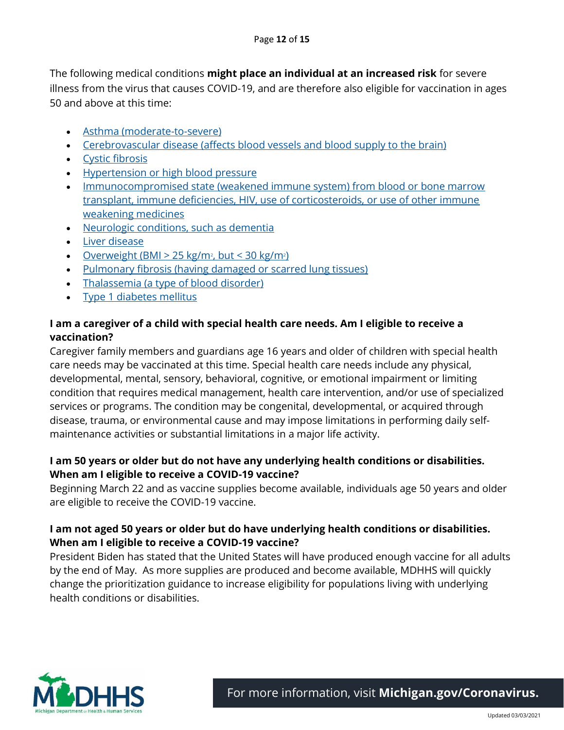The following medical conditions **might place an individual at an increased risk** for severe illness from the virus that causes COVID-19, and are therefore also eligible for vaccination in ages 50 and above at this time:

- Asthma (moderate-to-severe)
- Cerebrovascular disease (affects blood vessels and blood supply to the brain)
- Cystic fibrosis
- Hypertension or high blood pressure
- Immunocompromised state (weakened immune system) from blood or bone marrow transplant, immune deficiencies, HIV, use of corticosteroids, or use of other immune weakening medicines
- Neurologic conditions, such as dementia
- Liver disease
- Overweight (BMI > 25 $kg/m^2$, but < 30 $kg/m^2$)
- Pulmonary fibrosis (having damaged or scarred lung tissues)
- Thalassemia (a type of blood disorder)
- Type 1 diabetes mellitus

### I am a caregiver of a child with special health care needs. Am I eligible to receive a vaccination?

Caregiver family members and guardians age 16 years and older of children with special health care needs may be vaccinated at this time. Special health care needs include any physical, developmental, mental, sensory, behavioral, cognitive, or emotional impairment or limiting condition that requires medical management, health care intervention, and/or use of specialized services or programs. The condition may be congenital, developmental, or acquired through disease, trauma, or environmental cause and may impose limitations in performing daily self-maintenance activities or substantial limitations in a major life activity.

### I am 50 years or older but do not have any underlying health conditions or disabilities. When am I eligible to receive a COVID-19 vaccine?

Beginning March 22 and as vaccine supplies become available, individuals age 50 years and older are eligible to receive the COVID-19 vaccine.

### I am not aged 50 years or older but do have underlying health conditions or disabilities. When am I eligible to receive a COVID-19 vaccine?

President Biden has stated that the United States will have produced enough vaccine for all adults by the end of May. As more supplies are produced and become available, MDHHS will quickly change the prioritization guidance to increase eligibility for populations living with underlying health conditions or disabilities.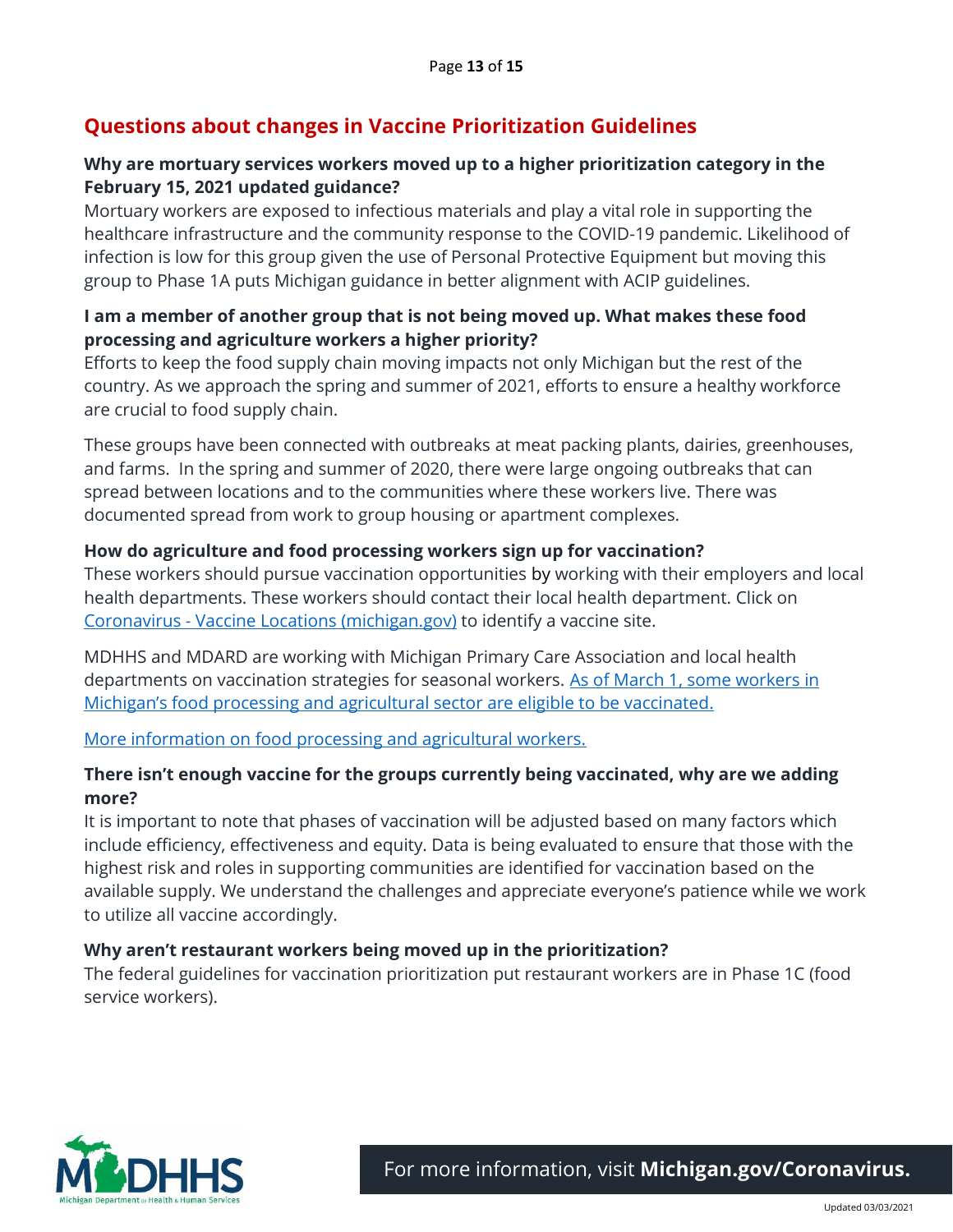## Questions about changes in Vaccine Prioritization Guidelines

**Why are mortuary services workers moved up to a higher prioritization category in the February 15, 2021 updated guidance?**

Mortuary workers are exposed to infectious materials and play a vital role in supporting the healthcare infrastructure and the community response to the COVID-19 pandemic. Likelihood of infection is low for this group given the use of Personal Protective Equipment but moving this group to Phase 1A puts Michigan guidance in better alignment with ACIP guidelines.

**I am a member of another group that is not being moved up. What makes these food processing and agriculture workers a higher priority?**

Efforts to keep the food supply chain moving impacts not only Michigan but the rest of the country. As we approach the spring and summer of 2021, efforts to ensure a healthy workforce are crucial to food supply chain.

These groups have been connected with outbreaks at meat packing plants, dairies, greenhouses, and farms. In the spring and summer of 2020, there were large ongoing outbreaks that can spread between locations and to the communities where these workers live. There was documented spread from work to group housing or apartment complexes.

**How do agriculture and food processing workers sign up for vaccination?**

These workers should pursue vaccination opportunities by working with their employers and local health departments. These workers should contact their local health department. Click on Coronavirus - Vaccine Locations (michigan.gov) to identify a vaccine site.

MDHHS and MDARD are working with Michigan Primary Care Association and local health departments on vaccination strategies for seasonal workers. As of March 1, some workers in Michigan's food processing and agricultural sector are eligible to be vaccinated.

More information on food processing and agricultural workers.

**There isn't enough vaccine for the groups currently being vaccinated, why are we adding more?**

It is important to note that phases of vaccination will be adjusted based on many factors which include efficiency, effectiveness and equity. Data is being evaluated to ensure that those with the highest risk and roles in supporting communities are identified for vaccination based on the available supply. We understand the challenges and appreciate everyone's patience while we work to utilize all vaccine accordingly.

**Why aren't restaurant workers being moved up in the prioritization?**

The federal guidelines for vaccination prioritization put restaurant workers are in Phase 1C (food service workers).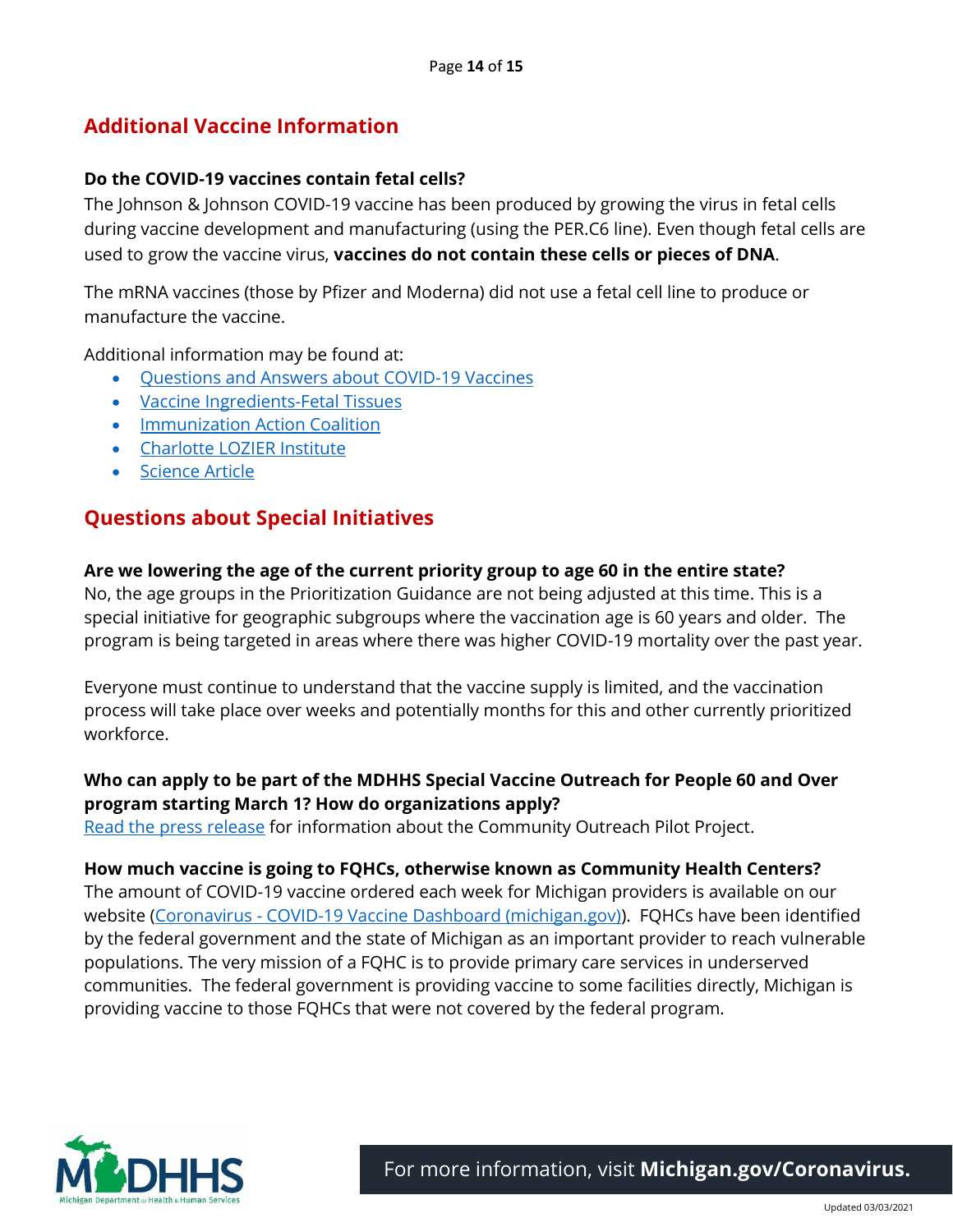## Additional Vaccine Information

**Do the COVID-19 vaccines contain fetal cells?**

The Johnson & Johnson COVID-19 vaccine has been produced by growing the virus in fetal cells during vaccine development and manufacturing (using the PER.C6 line). Even though fetal cells are used to grow the vaccine virus, **vaccines do not contain these cells or pieces of DNA**.

The mRNA vaccines (those by Pfizer and Moderna) did not use a fetal cell line to produce or manufacture the vaccine.

Additional information may be found at:

- Questions and Answers about COVID-19 Vaccines
- Vaccine Ingredients-Fetal Tissues
- Immunization Action Coalition
- Charlotte LOZIER Institute
- Science Article

## Questions about Special Initiatives

**Are we lowering the age of the current priority group to age 60 in the entire state?**

No, the age groups in the Prioritization Guidance are not being adjusted at this time. This is a special initiative for geographic subgroups where the vaccination age is 60 years and older. The program is being targeted in areas where there was higher COVID-19 mortality over the past year.

Everyone must continue to understand that the vaccine supply is limited, and the vaccination process will take place over weeks and potentially months for this and other currently prioritized workforce.

**Who can apply to be part of the MDHHS Special Vaccine Outreach for People 60 and Over program starting March 1? How do organizations apply?**

Read the press release for information about the Community Outreach Pilot Project.

**How much vaccine is going to FQHCs, otherwise known as Community Health Centers?**

The amount of COVID-19 vaccine ordered each week for Michigan providers is available on our website (Coronavirus - COVID-19 Vaccine Dashboard (michigan.gov)). FQHCs have been identified by the federal government and the state of Michigan as an important provider to reach vulnerable populations. The very mission of a FQHC is to provide primary care services in underserved communities. The federal government is providing vaccine to some facilities directly, Michigan is providing vaccine to those FQHCs that were not covered by the federal program.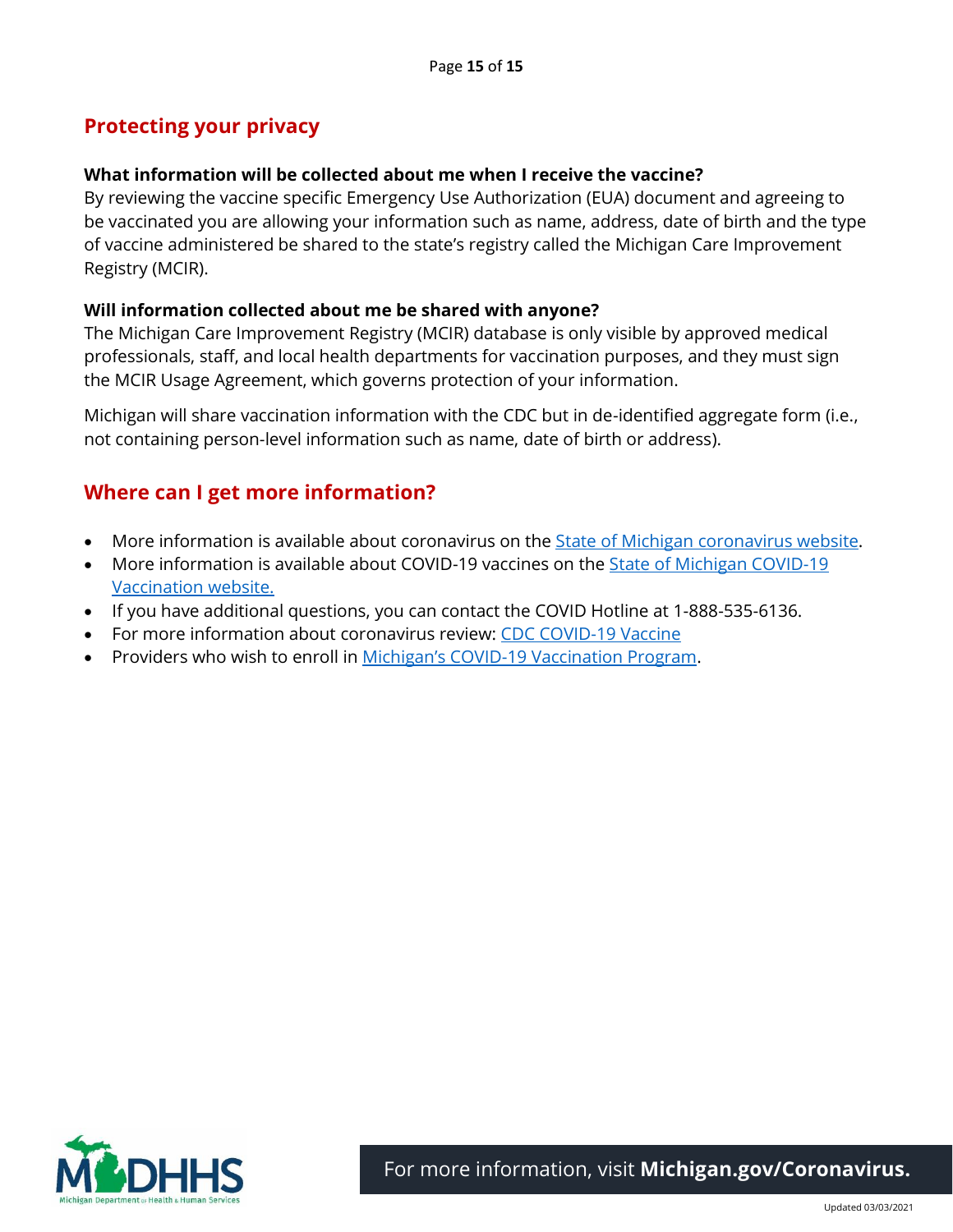## Protecting your privacy

**What information will be collected about me when I receive the vaccine?**

By reviewing the vaccine specific Emergency Use Authorization (EUA) document and agreeing to be vaccinated you are allowing your information such as name, address, date of birth and the type of vaccine administered be shared to the state's registry called the Michigan Care Improvement Registry (MCIR).

**Will information collected about me be shared with anyone?**

The Michigan Care Improvement Registry (MCIR) database is only visible by approved medical professionals, staff, and local health departments for vaccination purposes, and they must sign the MCIR Usage Agreement, which governs protection of your information.

Michigan will share vaccination information with the CDC but in de-identified aggregate form (i.e., not containing person-level information such as name, date of birth or address).

## Where can I get more information?

- More information is available about coronavirus on the State of Michigan coronavirus website.
- More information is available about COVID-19 vaccines on the State of Michigan COVID-19 Vaccination website.
- If you have additional questions, you can contact the COVID Hotline at 1-888-535-6136.
- For more information about coronavirus review: CDC COVID-19 Vaccine
- Providers who wish to enroll in Michigan's COVID-19 Vaccination Program.

MDHHS Michigan Department of Health & Human Services

For more information, visit **Michigan.gov/Coronavirus.**

Updated 03/03/2021